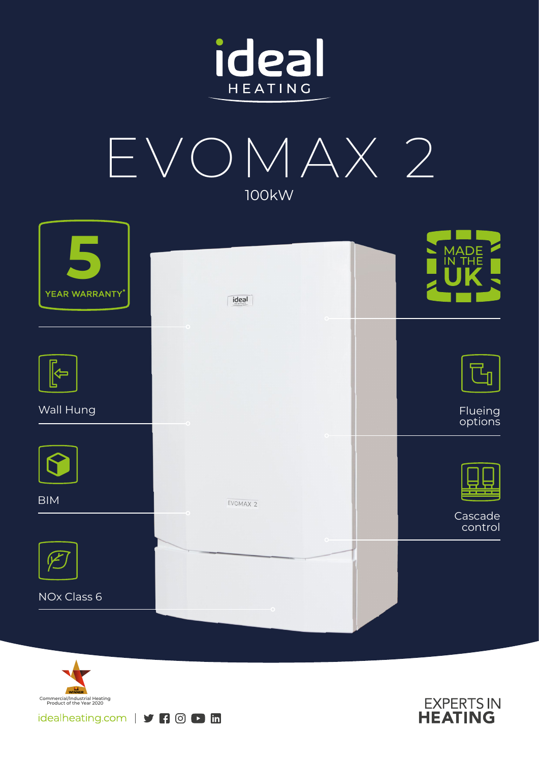# ideal HEATING

# EVOMAX 2

100kW

**5** YEAR WARRANTY*

MADE IN THE UK

- Wall Hung
- Flueing options
- BIM
- Cascade control
- NOx Class 6

WINNER
Commercial/Industrial Heating Product of the Year 2020

idealheating.com

EXPERTS IN **HEATING**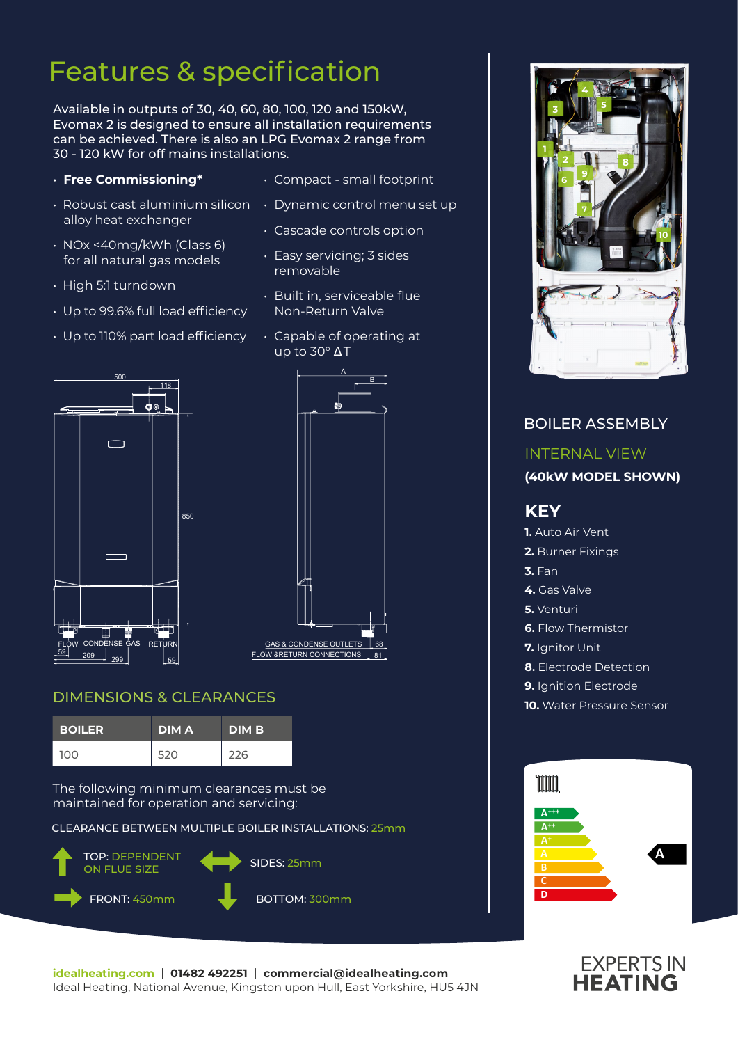# Features & specification

Available in outputs of 30, 40, 60, 80, 100, 120 and 150kW, Evomax 2 is designed to ensure all installation requirements can be achieved. There is also an LPG Evomax 2 range from 30 - 120 kW for off mains installations.

- **Free Commissioning***
- Robust cast aluminium silicon alloy heat exchanger
- NOx <40mg/kWh (Class 6) for all natural gas models
- High 5:1 turndown
- Up to 99.6% full load efficiency
- Up to 110% part load efficiency
- Compact - small footprint
- Dynamic control menu set up
- Cascade controls option
- Easy servicing; 3 sides removable
- Built in, serviceable flue Non-Return Valve
- Capable of operating at up to 30° ΔT

500 118 850 59 209 299 59 FLOW CONDENSE GAS RETURN

A B GAS & CONDENSE OUTLETS FLOW &RETURN CONNECTIONS 68 81

## DIMENSIONS & CLEARANCES

| BOILER | DIM A | DIM B |
|---|---|---|
| 100 | 520 | 226 |

The following minimum clearances must be maintained for operation and servicing:

CLEARANCE BETWEEN MULTIPLE BOILER INSTALLATIONS: 25mm

TOP: DEPENDENT ON FLUE SIZE

SIDES: 25mm

FRONT: 450mm

BOTTOM: 300mm

## BOILER ASSEMBLY

INTERNAL VIEW

**(40kW MODEL SHOWN)**

## KEY

**1.** Auto Air Vent
**2.** Burner Fixings
**3.** Fan
**4.** Gas Valve
**5.** Venturi
**6.** Flow Thermistor
**7.** Ignitor Unit
**8.** Electrode Detection
**9.** Ignition Electrode
**10.** Water Pressure Sensor

A+++ A++ A+ A B C D — A

**idealheating.com** | **01482 492251** | **commercial@idealheating.com**
Ideal Heating, National Avenue, Kingston upon Hull, East Yorkshire, HU5 4JN

EXPERTS IN HEATING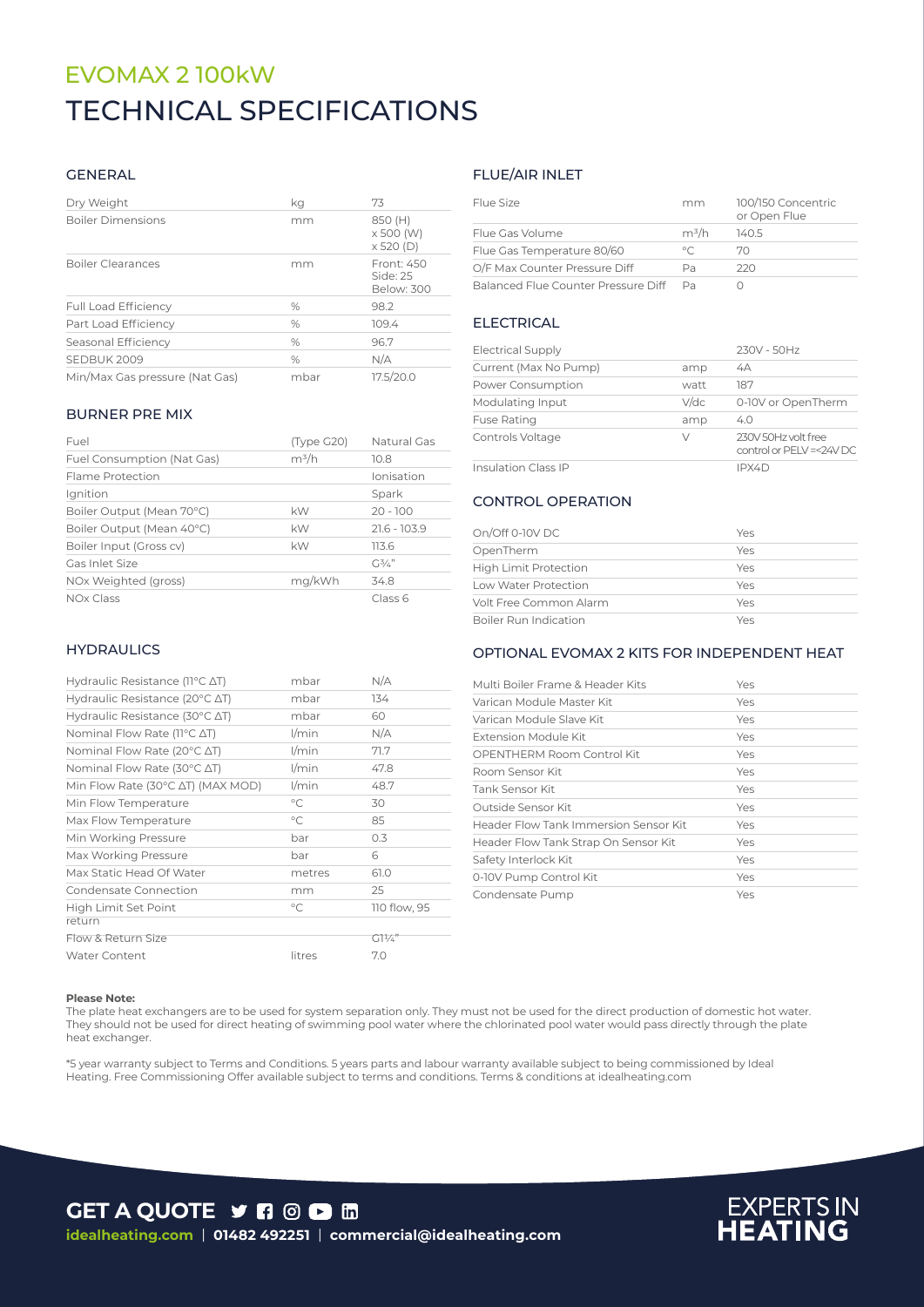# EVOMAX 2 100kW

# TECHNICAL SPECIFICATIONS

## GENERAL

| | | |
|---|---|---|
| Dry Weight | kg | 73 |
| Boiler Dimensions | mm | 850 (H) x 500 (W) x 520 (D) |
| Boiler Clearances | mm | Front: 450 Side: 25 Below: 300 |
| Full Load Efficiency | % | 98.2 |
| Part Load Efficiency | % | 109.4 |
| Seasonal Efficiency | % | 96.7 |
| SEDBUK 2009 | % | N/A |
| Min/Max Gas pressure (Nat Gas) | mbar | 17.5/20.0 |

## BURNER PRE MIX

| | | |
|---|---|---|
| Fuel | (Type G20) | Natural Gas |
| Fuel Consumption (Nat Gas) | $m^3/h$ | 10.8 |
| Flame Protection | | Ionisation |
| Ignition | | Spark |
| Boiler Output (Mean 70°C) | kW | 20 - 100 |
| Boiler Output (Mean 40°C) | kW | 21.6 - 103.9 |
| Boiler Input (Gross cv) | kW | 113.6 |
| Gas Inlet Size | | G¾" |
| NOx Weighted (gross) | mg/kWh | 34.8 |
| NOx Class | | Class 6 |

## HYDRAULICS

| | | |
|---|---|---|
| Hydraulic Resistance (11°C ΔT) | mbar | N/A |
| Hydraulic Resistance (20°C ΔT) | mbar | 134 |
| Hydraulic Resistance (30°C ΔT) | mbar | 60 |
| Nominal Flow Rate (11°C ΔT) | l/min | N/A |
| Nominal Flow Rate (20°C ΔT) | l/min | 71.7 |
| Nominal Flow Rate (30°C ΔT) | l/min | 47.8 |
| Min Flow Rate (30°C ΔT) (MAX MOD) | l/min | 48.7 |
| Min Flow Temperature | °C | 30 |
| Max Flow Temperature | °C | 85 |
| Min Working Pressure | bar | 0.3 |
| Max Working Pressure | bar | 6 |
| Max Static Head Of Water | metres | 61.0 |
| Condensate Connection | mm | 25 |
| High Limit Set Point | °C | 110 flow, 95 return |
| Flow & Return Size | | G1¼" |
| Water Content | litres | 7.0 |

## FLUE/AIR INLET

| | | |
|---|---|---|
| Flue Size | mm | 100/150 Concentric or Open Flue |
| Flue Gas Volume | $m^3/h$ | 140.5 |
| Flue Gas Temperature 80/60 | °C | 70 |
| O/F Max Counter Pressure Diff | Pa | 220 |
| Balanced Flue Counter Pressure Diff | Pa | 0 |

## ELECTRICAL

| | | |
|---|---|---|
| Electrical Supply | | 230V - 50Hz |
| Current (Max No Pump) | amp | 4A |
| Power Consumption | watt | 187 |
| Modulating Input | V/dc | 0-10V or OpenTherm |
| Fuse Rating | amp | 4.0 |
| Controls Voltage | V | 230V 50Hz volt free control or PELV =<24V DC |
| Insulation Class IP | | IPX4D |

## CONTROL OPERATION

| | |
|---|---|
| On/Off 0-10V DC | Yes |
| OpenTherm | Yes |
| High Limit Protection | Yes |
| Low Water Protection | Yes |
| Volt Free Common Alarm | Yes |
| Boiler Run Indication | Yes |

## OPTIONAL EVOMAX 2 KITS FOR INDEPENDENT HEAT

| | |
|---|---|
| Multi Boiler Frame & Header Kits | Yes |
| Varican Module Master Kit | Yes |
| Varican Module Slave Kit | Yes |
| Extension Module Kit | Yes |
| OPENTHERM Room Control Kit | Yes |
| Room Sensor Kit | Yes |
| Tank Sensor Kit | Yes |
| Outside Sensor Kit | Yes |
| Header Flow Tank Immersion Sensor Kit | Yes |
| Header Flow Tank Strap On Sensor Kit | Yes |
| Safety Interlock Kit | Yes |
| 0-10V Pump Control Kit | Yes |
| Condensate Pump | Yes |

**Please Note:**
The plate heat exchangers are to be used for system separation only. They must not be used for the direct production of domestic hot water. They should not be used for direct heating of swimming pool water where the chlorinated pool water would pass directly through the plate heat exchanger.

*5 year warranty subject to Terms and Conditions. 5 years parts and labour warranty available subject to being commissioned by Ideal Heating. Free Commissioning Offer available subject to terms and conditions. Terms & conditions at idealheating.com

**GET A QUOTE**

**idealheating.com** | **01482 492251** | **commercial@idealheating.com**

EXPERTS IN **HEATING**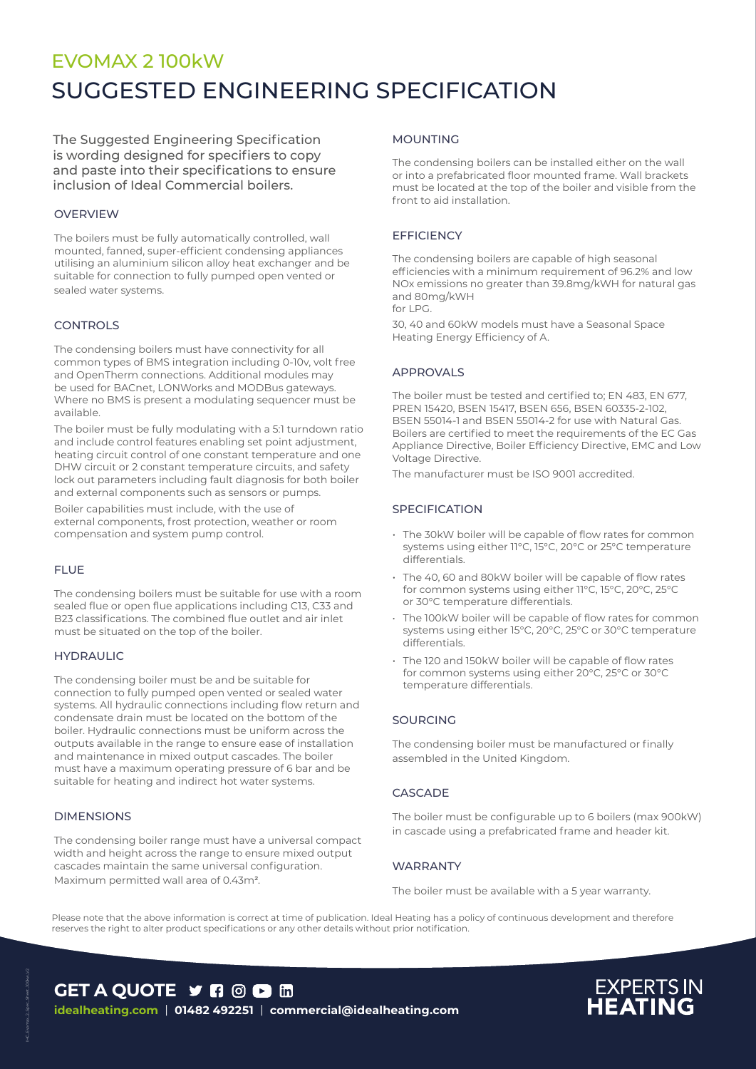# EVOMAX 2 100kW

# SUGGESTED ENGINEERING SPECIFICATION

The Suggested Engineering Specification is wording designed for specifiers to copy and paste into their specifications to ensure inclusion of Ideal Commercial boilers.

## OVERVIEW

The boilers must be fully automatically controlled, wall mounted, fanned, super-efficient condensing appliances utilising an aluminium silicon alloy heat exchanger and be suitable for connection to fully pumped open vented or sealed water systems.

## CONTROLS

The condensing boilers must have connectivity for all common types of BMS integration including 0-10v, volt free and OpenTherm connections. Additional modules may be used for BACnet, LONWorks and MODBus gateways. Where no BMS is present a modulating sequencer must be available.

The boiler must be fully modulating with a 5:1 turndown ratio and include control features enabling set point adjustment, heating circuit control of one constant temperature and one DHW circuit or 2 constant temperature circuits, and safety lock out parameters including fault diagnosis for both boiler and external components such as sensors or pumps.

Boiler capabilities must include, with the use of external components, frost protection, weather or room compensation and system pump control.

## FLUE

The condensing boilers must be suitable for use with a room sealed flue or open flue applications including C13, C33 and B23 classifications. The combined flue outlet and air inlet must be situated on the top of the boiler.

## HYDRAULIC

The condensing boiler must be and be suitable for connection to fully pumped open vented or sealed water systems. All hydraulic connections including flow return and condensate drain must be located on the bottom of the boiler. Hydraulic connections must be uniform across the outputs available in the range to ensure ease of installation and maintenance in mixed output cascades. The boiler must have a maximum operating pressure of 6 bar and be suitable for heating and indirect hot water systems.

## DIMENSIONS

The condensing boiler range must have a universal compact width and height across the range to ensure mixed output cascades maintain the same universal configuration. Maximum permitted wall area of 0.43m².

## MOUNTING

The condensing boilers can be installed either on the wall or into a prefabricated floor mounted frame. Wall brackets must be located at the top of the boiler and visible from the front to aid installation.

## EFFICIENCY

The condensing boilers are capable of high seasonal efficiencies with a minimum requirement of 96.2% and low NOx emissions no greater than 39.8mg/kWH for natural gas and 80mg/kWH for LPG.

30, 40 and 60kW models must have a Seasonal Space Heating Energy Efficiency of A.

## APPROVALS

The boiler must be tested and certified to; EN 483, EN 677, PREN 15420, BSEN 15417, BSEN 656, BSEN 60335-2-102, BSEN 55014-1 and BSEN 55014-2 for use with Natural Gas. Boilers are certified to meet the requirements of the EC Gas Appliance Directive, Boiler Efficiency Directive, EMC and Low Voltage Directive.

The manufacturer must be ISO 9001 accredited.

## SPECIFICATION

- The 30kW boiler will be capable of flow rates for common systems using either 11°C, 15°C, 20°C or 25°C temperature differentials.
- The 40, 60 and 80kW boiler will be capable of flow rates for common systems using either 11°C, 15°C, 20°C, 25°C or 30°C temperature differentials.
- The 100kW boiler will be capable of flow rates for common systems using either 15°C, 20°C, 25°C or 30°C temperature differentials.
- The 120 and 150kW boiler will be capable of flow rates for common systems using either 20°C, 25°C or 30°C temperature differentials.

## SOURCING

The condensing boiler must be manufactured or finally assembled in the United Kingdom.

## CASCADE

The boiler must be configurable up to 6 boilers (max 900kW) in cascade using a prefabricated frame and header kit.

## WARRANTY

The boiler must be available with a 5 year warranty.

Please note that the above information is correct at time of publication. Ideal Heating has a policy of continuous development and therefore reserves the right to alter product specifications or any other details without prior notification.

**GET A QUOTE**

**idealheating.com** | **01482 492251** | **commercial@idealheating.com**

EXPERTS IN **HEATING**